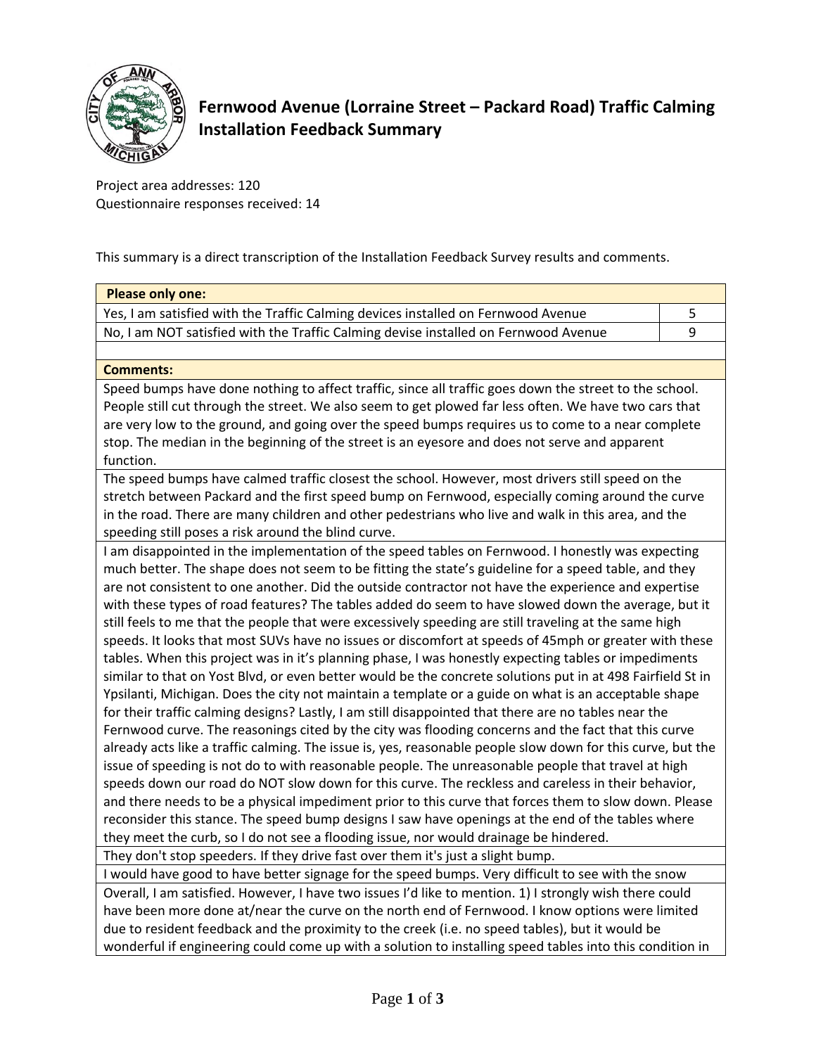# Fernwood Avenue (Lorraine Street – Packard Road) Traffic Calming Installation Feedback Summary

Project area addresses: 120
Questionnaire responses received: 14

This summary is a direct transcription of the Installation Feedback Survey results and comments.

| **Please only one:** | |
|---|---|
| Yes, I am satisfied with the Traffic Calming devices installed on Fernwood Avenue | 5 |
| No, I am NOT satisfied with the Traffic Calming devise installed on Fernwood Avenue | 9 |

| **Comments:** |
|---|
| Speed bumps have done nothing to affect traffic, since all traffic goes down the street to the school. People still cut through the street. We also seem to get plowed far less often. We have two cars that are very low to the ground, and going over the speed bumps requires us to come to a near complete stop. The median in the beginning of the street is an eyesore and does not serve and apparent function. |
| The speed bumps have calmed traffic closest the school. However, most drivers still speed on the stretch between Packard and the first speed bump on Fernwood, especially coming around the curve in the road. There are many children and other pedestrians who live and walk in this area, and the speeding still poses a risk around the blind curve. |
| I am disappointed in the implementation of the speed tables on Fernwood. I honestly was expecting much better. The shape does not seem to be fitting the state's guideline for a speed table, and they are not consistent to one another. Did the outside contractor not have the experience and expertise with these types of road features? The tables added do seem to have slowed down the average, but it still feels to me that the people that were excessively speeding are still traveling at the same high speeds. It looks that most SUVs have no issues or discomfort at speeds of 45mph or greater with these tables. When this project was in it's planning phase, I was honestly expecting tables or impediments similar to that on Yost Blvd, or even better would be the concrete solutions put in at 498 Fairfield St in Ypsilanti, Michigan. Does the city not maintain a template or a guide on what is an acceptable shape for their traffic calming designs? Lastly, I am still disappointed that there are no tables near the Fernwood curve. The reasonings cited by the city was flooding concerns and the fact that this curve already acts like a traffic calming. The issue is, yes, reasonable people slow down for this curve, but the issue of speeding is not do to with reasonable people. The unreasonable people that travel at high speeds down our road do NOT slow down for this curve. The reckless and careless in their behavior, and there needs to be a physical impediment prior to this curve that forces them to slow down. Please reconsider this stance. The speed bump designs I saw have openings at the end of the tables where they meet the curb, so I do not see a flooding issue, nor would drainage be hindered. |
| They don't stop speeders. If they drive fast over them it's just a slight bump. |
| I would have good to have better signage for the speed bumps. Very difficult to see with the snow |
| Overall, I am satisfied. However, I have two issues I'd like to mention. 1) I strongly wish there could have been more done at/near the curve on the north end of Fernwood. I know options were limited due to resident feedback and the proximity to the creek (i.e. no speed tables), but it would be wonderful if engineering could come up with a solution to installing speed tables into this condition in |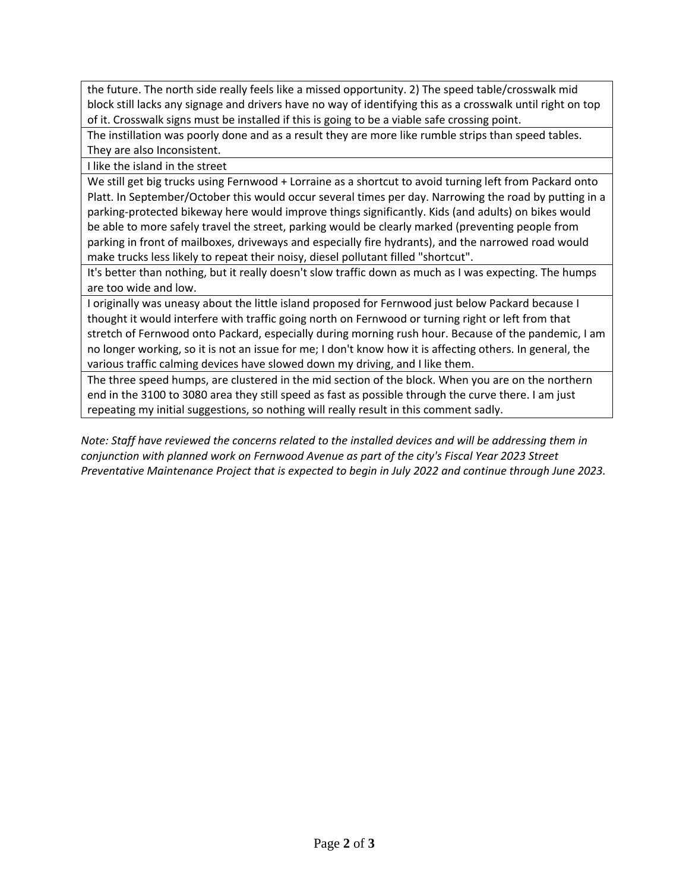| |
|---|
| the future. The north side really feels like a missed opportunity. 2) The speed table/crosswalk mid block still lacks any signage and drivers have no way of identifying this as a crosswalk until right on top of it. Crosswalk signs must be installed if this is going to be a viable safe crossing point. |
| The instillation was poorly done and as a result they are more like rumble strips than speed tables. They are also Inconsistent. |
| I like the island in the street |
| We still get big trucks using Fernwood + Lorraine as a shortcut to avoid turning left from Packard onto Platt. In September/October this would occur several times per day. Narrowing the road by putting in a parking-protected bikeway here would improve things significantly. Kids (and adults) on bikes would be able to more safely travel the street, parking would be clearly marked (preventing people from parking in front of mailboxes, driveways and especially fire hydrants), and the narrowed road would make trucks less likely to repeat their noisy, diesel pollutant filled "shortcut". |
| It's better than nothing, but it really doesn't slow traffic down as much as I was expecting. The humps are too wide and low. |
| I originally was uneasy about the little island proposed for Fernwood just below Packard because I thought it would interfere with traffic going north on Fernwood or turning right or left from that stretch of Fernwood onto Packard, especially during morning rush hour. Because of the pandemic, I am no longer working, so it is not an issue for me; I don't know how it is affecting others. In general, the various traffic calming devices have slowed down my driving, and I like them. |
| The three speed humps, are clustered in the mid section of the block. When you are on the northern end in the 3100 to 3080 area they still speed as fast as possible through the curve there. I am just repeating my initial suggestions, so nothing will really result in this comment sadly. |

*Note: Staff have reviewed the concerns related to the installed devices and will be addressing them in conjunction with planned work on Fernwood Avenue as part of the city's Fiscal Year 2023 Street Preventative Maintenance Project that is expected to begin in July 2022 and continue through June 2023.*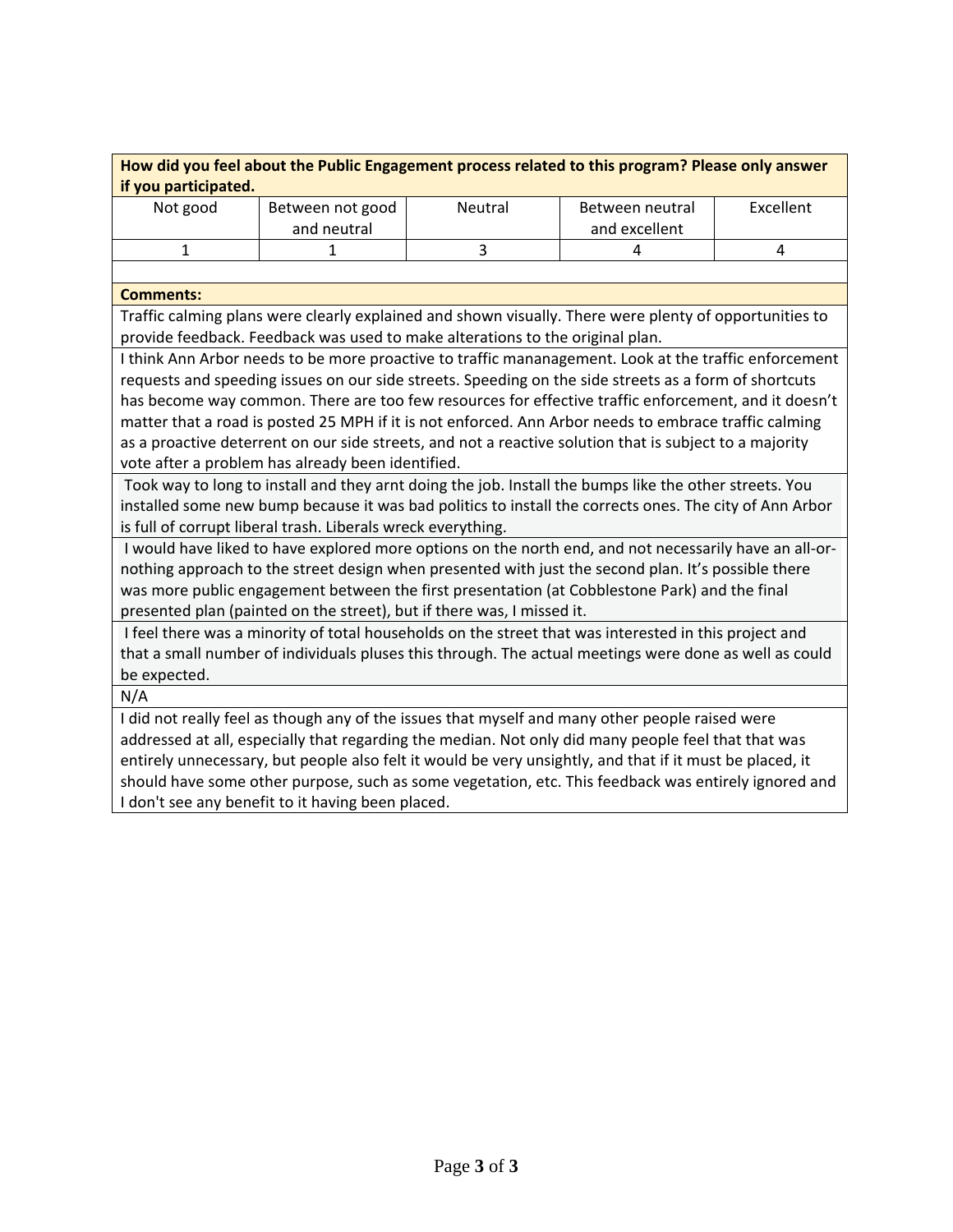| How did you feel about the Public Engagement process related to this program? Please only answer if you participated. | | | | |
|---|---|---|---|---|
| Not good | Between not good and neutral | Neutral | Between neutral and excellent | Excellent |
| 1 | 1 | 3 | 4 | 4 |

| Comments: |
|---|
| Traffic calming plans were clearly explained and shown visually. There were plenty of opportunities to provide feedback. Feedback was used to make alterations to the original plan. |
| I think Ann Arbor needs to be more proactive to traffic mananagement. Look at the traffic enforcement requests and speeding issues on our side streets. Speeding on the side streets as a form of shortcuts has become way common. There are too few resources for effective traffic enforcement, and it doesn't matter that a road is posted 25 MPH if it is not enforced. Ann Arbor needs to embrace traffic calming as a proactive deterrent on our side streets, and not a reactive solution that is subject to a majority vote after a problem has already been identified. |
| Took way to long to install and they arnt doing the job. Install the bumps like the other streets. You installed some new bump because it was bad politics to install the corrects ones. The city of Ann Arbor is full of corrupt liberal trash. Liberals wreck everything. |
| I would have liked to have explored more options on the north end, and not necessarily have an all-or-nothing approach to the street design when presented with just the second plan. It's possible there was more public engagement between the first presentation (at Cobblestone Park) and the final presented plan (painted on the street), but if there was, I missed it. |
| I feel there was a minority of total households on the street that was interested in this project and that a small number of individuals pluses this through. The actual meetings were done as well as could be expected. |
| N/A |
| I did not really feel as though any of the issues that myself and many other people raised were addressed at all, especially that regarding the median. Not only did many people feel that that was entirely unnecessary, but people also felt it would be very unsightly, and that if it must be placed, it should have some other purpose, such as some vegetation, etc. This feedback was entirely ignored and I don't see any benefit to it having been placed. |